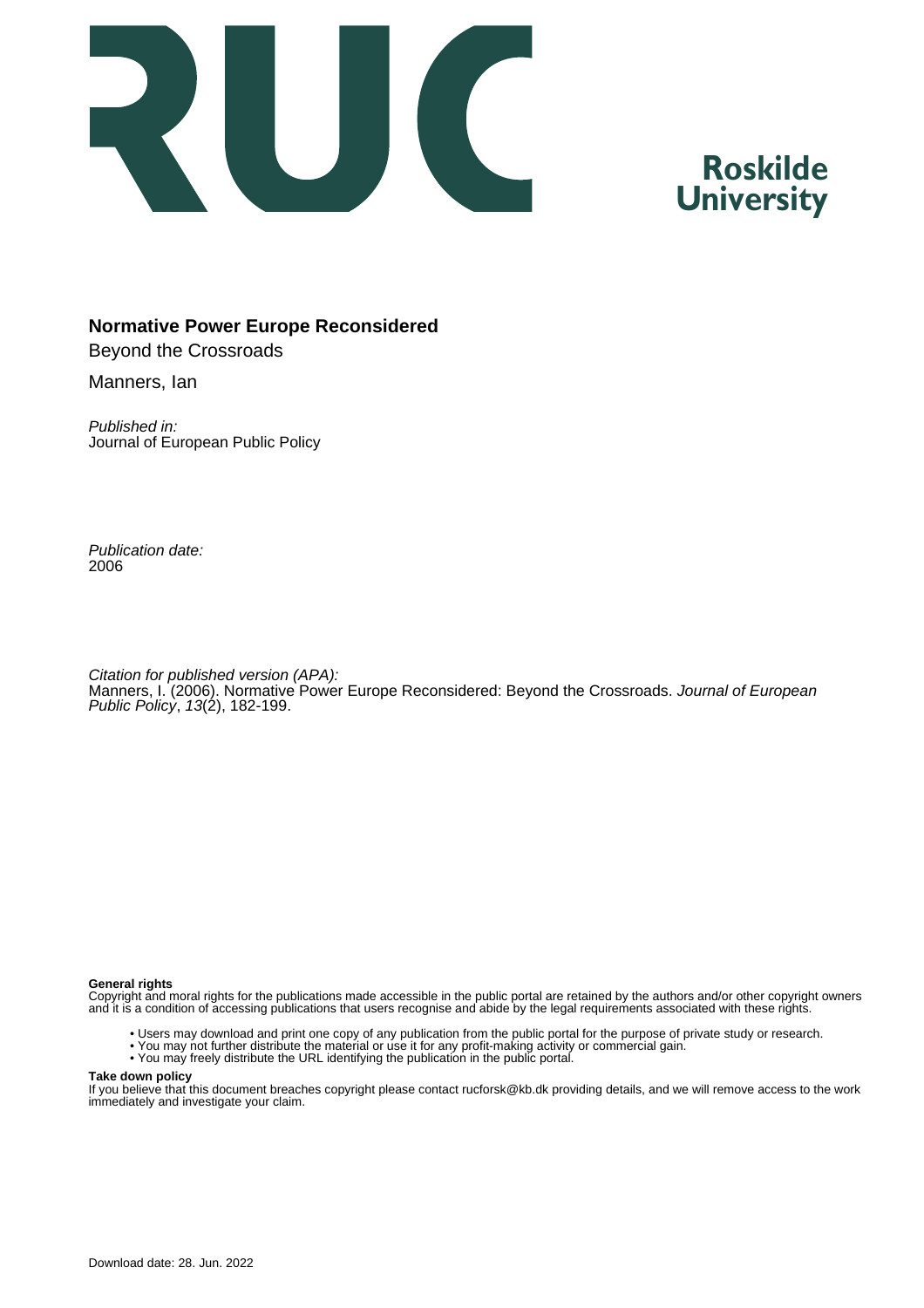Roskilde University

# Normative Power Europe Reconsidered

Beyond the Crossroads

Manners, Ian

*Published in:*
Journal of European Public Policy

*Publication date:*
2006

*Citation for published version (APA):*
Manners, I. (2006). Normative Power Europe Reconsidered: Beyond the Crossroads. *Journal of European Public Policy*, *13*(2), 182-199.

**General rights**
Copyright and moral rights for the publications made accessible in the public portal are retained by the authors and/or other copyright owners and it is a condition of accessing publications that users recognise and abide by the legal requirements associated with these rights.

- Users may download and print one copy of any publication from the public portal for the purpose of private study or research.
- You may not further distribute the material or use it for any profit-making activity or commercial gain.
- You may freely distribute the URL identifying the publication in the public portal.

**Take down policy**
If you believe that this document breaches copyright please contact rucforsk@kb.dk providing details, and we will remove access to the work immediately and investigate your claim.

Download date: 28. Jun. 2022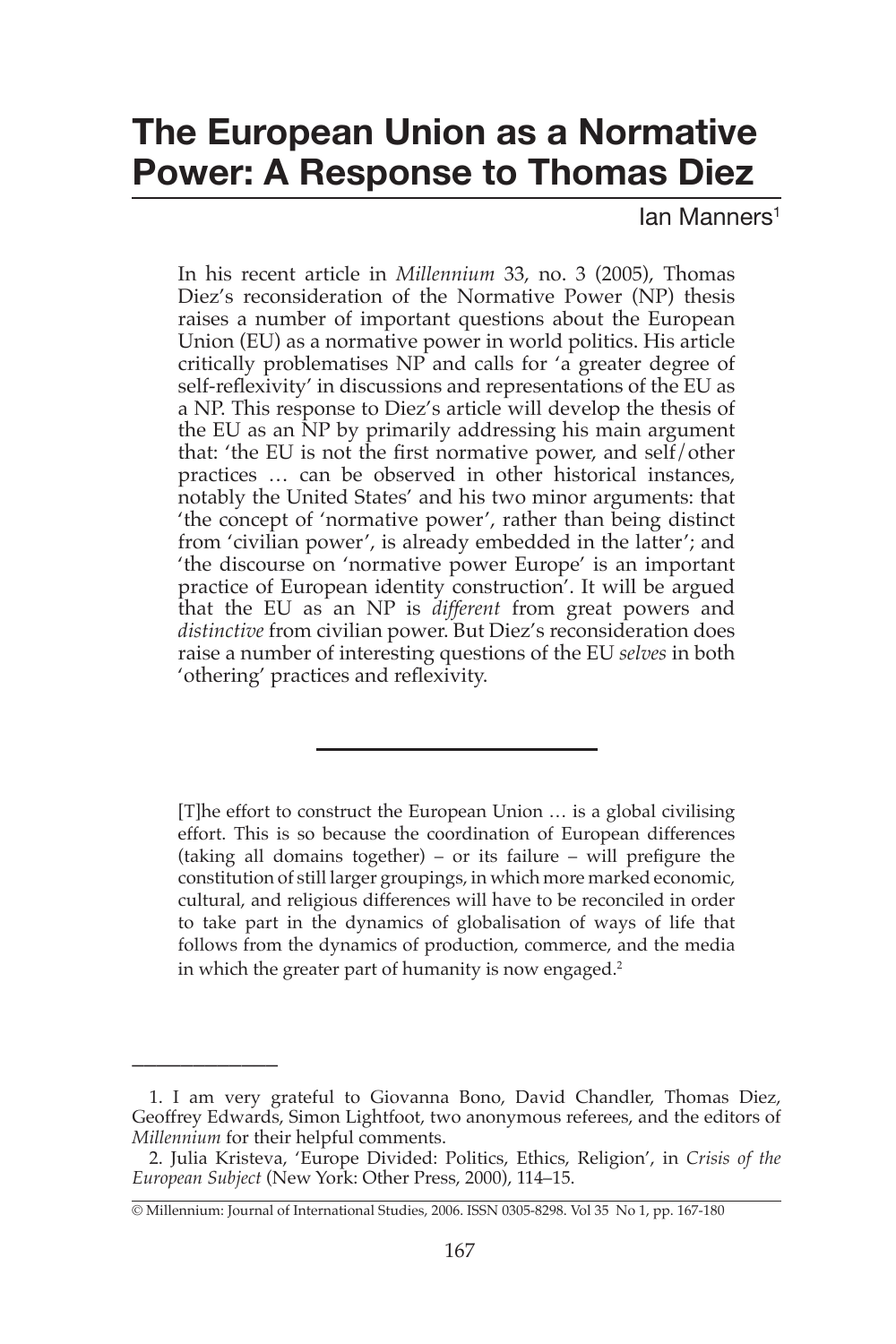# The European Union as a Normative Power: A Response to Thomas Diez

Ian Manners[1]

In his recent article in *Millennium* 33, no. 3 (2005), Thomas Diez's reconsideration of the Normative Power (NP) thesis raises a number of important questions about the European Union (EU) as a normative power in world politics. His article critically problematises NP and calls for 'a greater degree of self-reflexivity' in discussions and representations of the EU as a NP. This response to Diez's article will develop the thesis of the EU as an NP by primarily addressing his main argument that: 'the EU is not the first normative power, and self/other practices … can be observed in other historical instances, notably the United States' and his two minor arguments: that 'the concept of 'normative power', rather than being distinct from 'civilian power', is already embedded in the latter'; and 'the discourse on 'normative power Europe' is an important practice of European identity construction'. It will be argued that the EU as an NP is *different* from great powers and *distinctive* from civilian power. But Diez's reconsideration does raise a number of interesting questions of the EU *selves* in both 'othering' practices and reflexivity.

---

> [T]he effort to construct the European Union … is a global civilising effort. This is so because the coordination of European differences (taking all domains together) – or its failure – will prefigure the constitution of still larger groupings, in which more marked economic, cultural, and religious differences will have to be reconciled in order to take part in the dynamics of globalisation of ways of life that follows from the dynamics of production, commerce, and the media in which the greater part of humanity is now engaged.[2]

---

1. I am very grateful to Giovanna Bono, David Chandler, Thomas Diez, Geoffrey Edwards, Simon Lightfoot, two anonymous referees, and the editors of *Millennium* for their helpful comments.

2. Julia Kristeva, 'Europe Divided: Politics, Ethics, Religion', in *Crisis of the European Subject* (New York: Other Press, 2000), 114–15.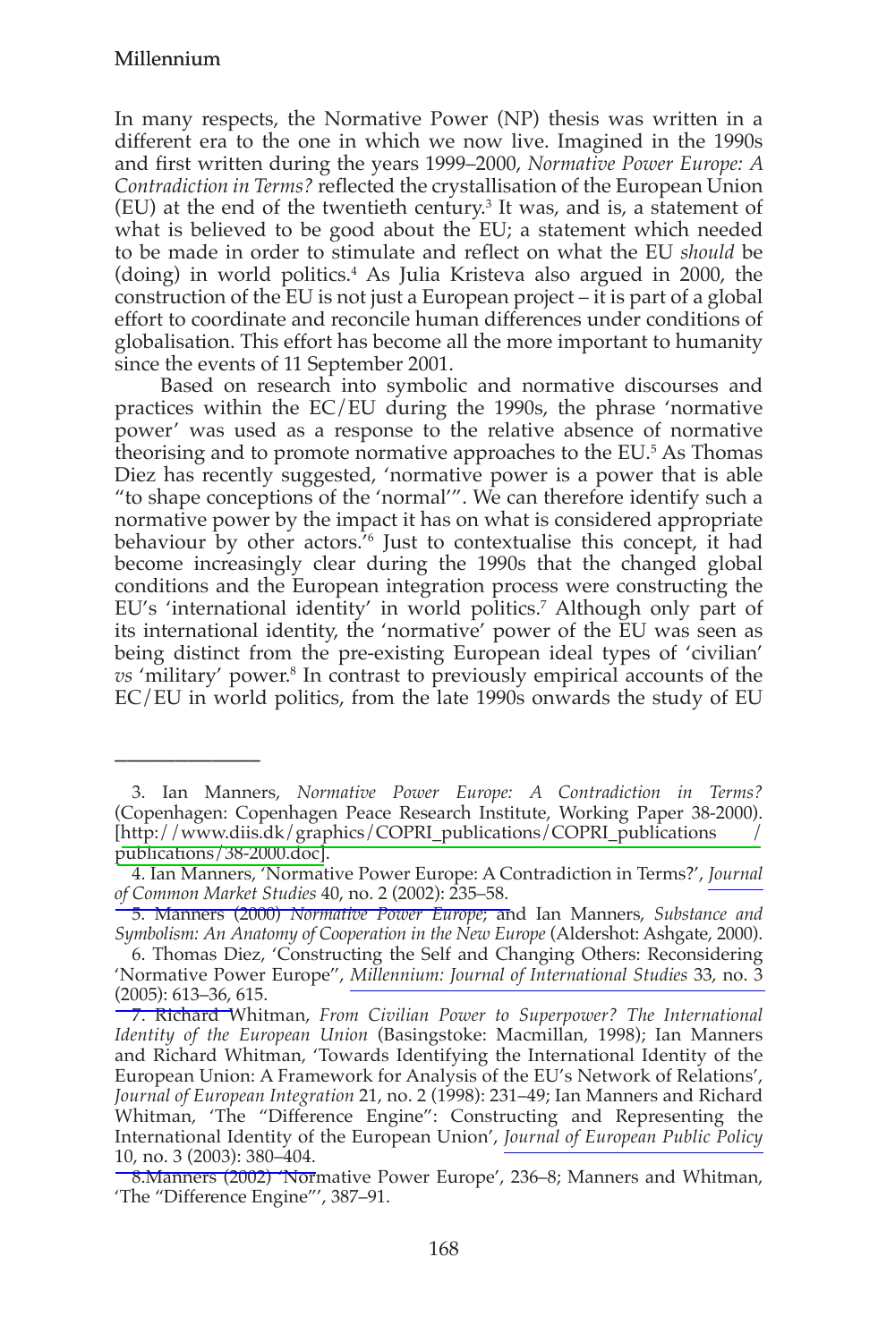In many respects, the Normative Power (NP) thesis was written in a different era to the one in which we now live. Imagined in the 1990s and first written during the years 1999–2000, *Normative Power Europe: A Contradiction in Terms?* reflected the crystallisation of the European Union (EU) at the end of the twentieth century.[3] It was, and is, a statement of what is believed to be good about the EU; a statement which needed to be made in order to stimulate and reflect on what the EU *should* be (doing) in world politics.[4] As Julia Kristeva also argued in 2000, the construction of the EU is not just a European project – it is part of a global effort to coordinate and reconcile human differences under conditions of globalisation. This effort has become all the more important to humanity since the events of 11 September 2001.

Based on research into symbolic and normative discourses and practices within the EC/EU during the 1990s, the phrase 'normative power' was used as a response to the relative absence of normative theorising and to promote normative approaches to the EU.[5] As Thomas Diez has recently suggested, 'normative power is a power that is able "to shape conceptions of the 'normal'". We can therefore identify such a normative power by the impact it has on what is considered appropriate behaviour by other actors.'[6] Just to contextualise this concept, it had become increasingly clear during the 1990s that the changed global conditions and the European integration process were constructing the EU's 'international identity' in world politics.[7] Although only part of its international identity, the 'normative' power of the EU was seen as being distinct from the pre-existing European ideal types of 'civilian' *vs* 'military' power.[8] In contrast to previously empirical accounts of the EC/EU in world politics, from the late 1990s onwards the study of EU

---

3. Ian Manners, *Normative Power Europe: A Contradiction in Terms?* (Copenhagen: Copenhagen Peace Research Institute, Working Paper 38-2000). [http://www.diis.dk/graphics/COPRI_publications/COPRI_publications / publications/38-2000.doc].

4. Ian Manners, 'Normative Power Europe: A Contradiction in Terms?', *Journal of Common Market Studies* 40, no. 2 (2002): 235–58.

5. Manners (2000) *Normative Power Europe*; and Ian Manners, *Substance and Symbolism: An Anatomy of Cooperation in the New Europe* (Aldershot: Ashgate, 2000).

6. Thomas Diez, 'Constructing the Self and Changing Others: Reconsidering 'Normative Power Europe'', *Millennium: Journal of International Studies* 33, no. 3 (2005): 613–36, 615.

7. Richard Whitman, *From Civilian Power to Superpower? The International Identity of the European Union* (Basingstoke: Macmillan, 1998); Ian Manners and Richard Whitman, 'Towards Identifying the International Identity of the European Union: A Framework for Analysis of the EU's Network of Relations', *Journal of European Integration* 21, no. 2 (1998): 231–49; Ian Manners and Richard Whitman, 'The "Difference Engine": Constructing and Representing the International Identity of the European Union', *Journal of European Public Policy* 10, no. 3 (2003): 380–404.

8. Manners (2002) 'Normative Power Europe', 236–8; Manners and Whitman, 'The "Difference Engine"', 387–91.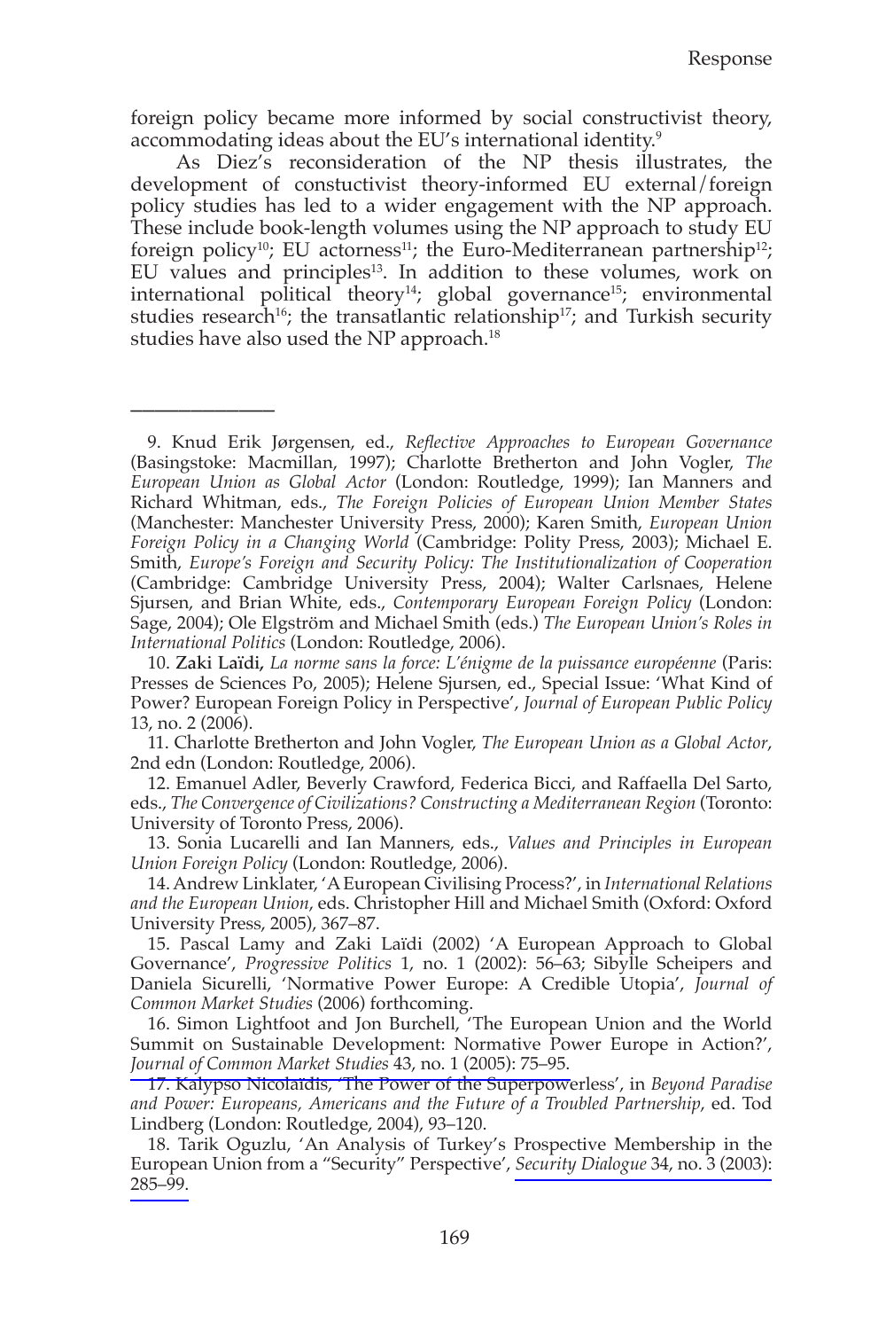foreign policy became more informed by social constructivist theory, accommodating ideas about the EU's international identity.[9]

As Diez's reconsideration of the NP thesis illustrates, the development of constuctivist theory-informed EU external/foreign policy studies has led to a wider engagement with the NP approach. These include book-length volumes using the NP approach to study EU foreign policy[10]; EU actorness[11]; the Euro-Mediterranean partnership[12]; EU values and principles[13]. In addition to these volumes, work on international political theory[14]; global governance[15]; environmental studies research[16]; the transatlantic relationship[17]; and Turkish security studies have also used the NP approach.[18]

---

9. Knud Erik Jørgensen, ed., *Reflective Approaches to European Governance* (Basingstoke: Macmillan, 1997); Charlotte Bretherton and John Vogler, *The European Union as Global Actor* (London: Routledge, 1999); Ian Manners and Richard Whitman, eds., *The Foreign Policies of European Union Member States* (Manchester: Manchester University Press, 2000); Karen Smith, *European Union Foreign Policy in a Changing World* (Cambridge: Polity Press, 2003); Michael E. Smith, *Europe's Foreign and Security Policy: The Institutionalization of Cooperation* (Cambridge: Cambridge University Press, 2004); Walter Carlsnaes, Helene Sjursen, and Brian White, eds., *Contemporary European Foreign Policy* (London: Sage, 2004); Ole Elgström and Michael Smith (eds.) *The European Union's Roles in International Politics* (London: Routledge, 2006).

10. **Zaki Laïdi,** *La norme sans la force: L'énigme de la puissance européenne* (Paris: Presses de Sciences Po, 2005); Helene Sjursen, ed., Special Issue: 'What Kind of Power? European Foreign Policy in Perspective', *Journal of European Public Policy* 13, no. 2 (2006).

11. Charlotte Bretherton and John Vogler, *The European Union as a Global Actor*, 2nd edn (London: Routledge, 2006).

12. Emanuel Adler, Beverly Crawford, Federica Bicci, and Raffaella Del Sarto, eds., *The Convergence of Civilizations? Constructing a Mediterranean Region* (Toronto: University of Toronto Press, 2006).

13. Sonia Lucarelli and Ian Manners, eds., *Values and Principles in European Union Foreign Policy* (London: Routledge, 2006).

14. Andrew Linklater, 'A European Civilising Process?', in *International Relations and the European Union*, eds. Christopher Hill and Michael Smith (Oxford: Oxford University Press, 2005), 367–87.

15. Pascal Lamy and Zaki Laïdi (2002) 'A European Approach to Global Governance', *Progressive Politics* 1, no. 1 (2002): 56–63; Sibylle Scheipers and Daniela Sicurelli, 'Normative Power Europe: A Credible Utopia', *Journal of Common Market Studies* (2006) forthcoming.

16. Simon Lightfoot and Jon Burchell, 'The European Union and the World Summit on Sustainable Development: Normative Power Europe in Action?', *Journal of Common Market Studies* 43, no. 1 (2005): 75–95.

17. Kalypso Nicolaïdis, 'The Power of the Superpowerless', in *Beyond Paradise and Power: Europeans, Americans and the Future of a Troubled Partnership*, ed. Tod Lindberg (London: Routledge, 2004), 93–120.

18. Tarik Oguzlu, 'An Analysis of Turkey's Prospective Membership in the European Union from a "Security" Perspective', *Security Dialogue* 34, no. 3 (2003): 285–99.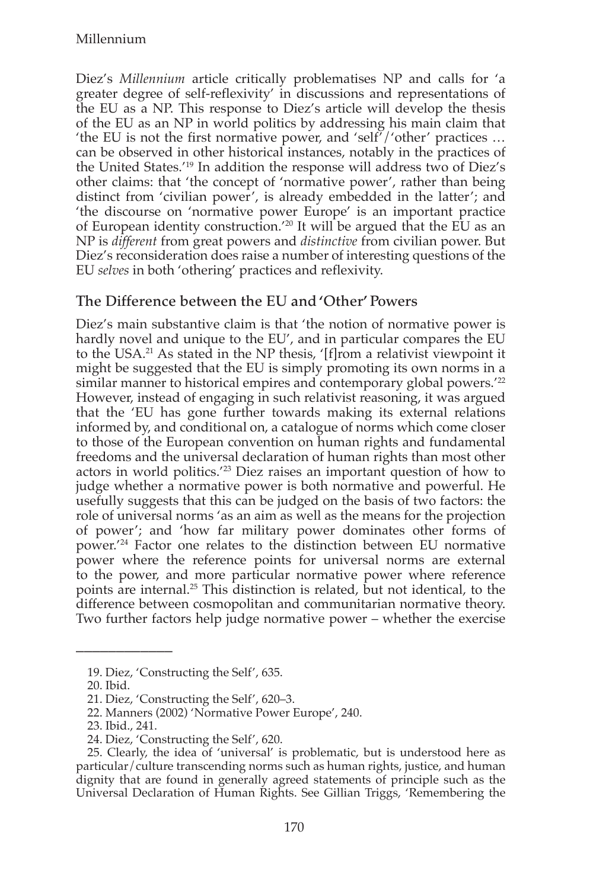Diez's *Millennium* article critically problematises NP and calls for 'a greater degree of self-reflexivity' in discussions and representations of the EU as a NP. This response to Diez's article will develop the thesis of the EU as an NP in world politics by addressing his main claim that 'the EU is not the first normative power, and 'self'/'other' practices … can be observed in other historical instances, notably in the practices of the United States.'[19] In addition the response will address two of Diez's other claims: that 'the concept of 'normative power', rather than being distinct from 'civilian power', is already embedded in the latter'; and 'the discourse on 'normative power Europe' is an important practice of European identity construction.'[20] It will be argued that the EU as an NP is *different* from great powers and *distinctive* from civilian power. But Diez's reconsideration does raise a number of interesting questions of the EU *selves* in both 'othering' practices and reflexivity.

## The Difference between the EU and 'Other' Powers

Diez's main substantive claim is that 'the notion of normative power is hardly novel and unique to the EU', and in particular compares the EU to the USA.[21] As stated in the NP thesis, '[f]rom a relativist viewpoint it might be suggested that the EU is simply promoting its own norms in a similar manner to historical empires and contemporary global powers.'[22] However, instead of engaging in such relativist reasoning, it was argued that the 'EU has gone further towards making its external relations informed by, and conditional on, a catalogue of norms which come closer to those of the European convention on human rights and fundamental freedoms and the universal declaration of human rights than most other actors in world politics.'[23] Diez raises an important question of how to judge whether a normative power is both normative and powerful. He usefully suggests that this can be judged on the basis of two factors: the role of universal norms 'as an aim as well as the means for the projection of power'; and 'how far military power dominates other forms of power.'[24] Factor one relates to the distinction between EU normative power where the reference points for universal norms are external to the power, and more particular normative power where reference points are internal.[25] This distinction is related, but not identical, to the difference between cosmopolitan and communitarian normative theory. Two further factors help judge normative power – whether the exercise

---

19. Diez, 'Constructing the Self', 635.

20. Ibid.

21. Diez, 'Constructing the Self', 620–3.

22. Manners (2002) 'Normative Power Europe', 240.

23. Ibid., 241.

24. Diez, 'Constructing the Self', 620.

25. Clearly, the idea of 'universal' is problematic, but is understood here as particular/culture transcending norms such as human rights, justice, and human dignity that are found in generally agreed statements of principle such as the Universal Declaration of Human Rights. See Gillian Triggs, 'Remembering the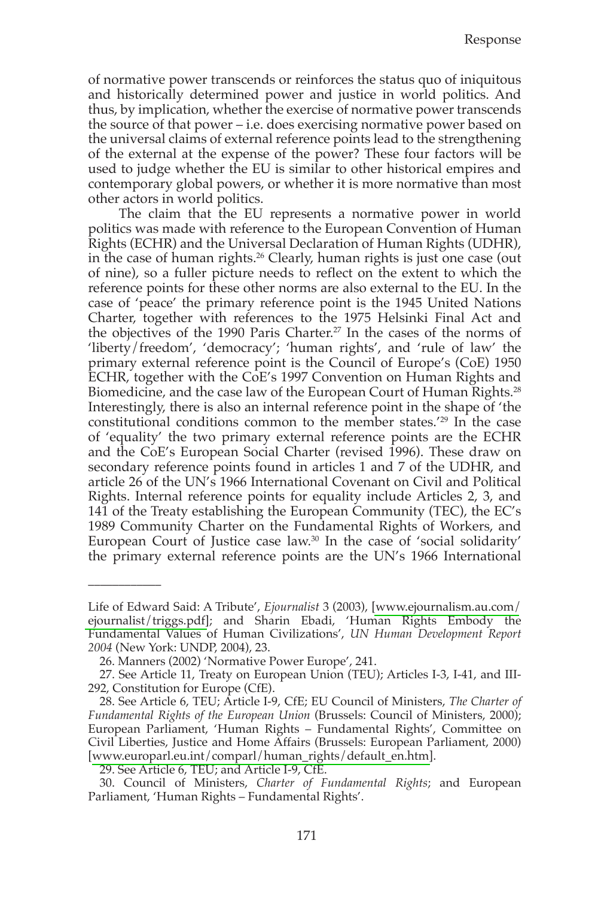of normative power transcends or reinforces the status quo of iniquitous and historically determined power and justice in world politics. And thus, by implication, whether the exercise of normative power transcends the source of that power – i.e. does exercising normative power based on the universal claims of external reference points lead to the strengthening of the external at the expense of the power? These four factors will be used to judge whether the EU is similar to other historical empires and contemporary global powers, or whether it is more normative than most other actors in world politics.

The claim that the EU represents a normative power in world politics was made with reference to the European Convention of Human Rights (ECHR) and the Universal Declaration of Human Rights (UDHR), in the case of human rights.[26] Clearly, human rights is just one case (out of nine), so a fuller picture needs to reflect on the extent to which the reference points for these other norms are also external to the EU. In the case of 'peace' the primary reference point is the 1945 United Nations Charter, together with references to the 1975 Helsinki Final Act and the objectives of the 1990 Paris Charter.[27] In the cases of the norms of 'liberty/freedom', 'democracy'; 'human rights', and 'rule of law' the primary external reference point is the Council of Europe's (CoE) 1950 ECHR, together with the CoE's 1997 Convention on Human Rights and Biomedicine, and the case law of the European Court of Human Rights.[28] Interestingly, there is also an internal reference point in the shape of 'the constitutional conditions common to the member states.'[29] In the case of 'equality' the two primary external reference points are the ECHR and the CoE's European Social Charter (revised 1996). These draw on secondary reference points found in articles 1 and 7 of the UDHR, and article 26 of the UN's 1966 International Covenant on Civil and Political Rights. Internal reference points for equality include Articles 2, 3, and 141 of the Treaty establishing the European Community (TEC), the EC's 1989 Community Charter on the Fundamental Rights of Workers, and European Court of Justice case law.[30] In the case of 'social solidarity' the primary external reference points are the UN's 1966 International

---

Life of Edward Said: A Tribute', *Ejournalist* 3 (2003), [www.ejournalism.au.com/ejournalist/triggs.pdf]; and Sharin Ebadi, 'Human Rights Embody the Fundamental Values of Human Civilizations', *UN Human Development Report 2004* (New York: UNDP, 2004), 23.

26. Manners (2002) 'Normative Power Europe', 241.

27. See Article 11, Treaty on European Union (TEU); Articles I-3, I-41, and III-292, Constitution for Europe (CfE).

28. See Article 6, TEU; Article I-9, CfE; EU Council of Ministers, *The Charter of Fundamental Rights of the European Union* (Brussels: Council of Ministers, 2000); European Parliament, 'Human Rights – Fundamental Rights', Committee on Civil Liberties, Justice and Home Affairs (Brussels: European Parliament, 2000) [www.europarl.eu.int/comparl/human_rights/default_en.htm].

29. See Article 6, TEU; and Article I-9, CfE.

30. Council of Ministers, *Charter of Fundamental Rights*; and European Parliament, 'Human Rights – Fundamental Rights'.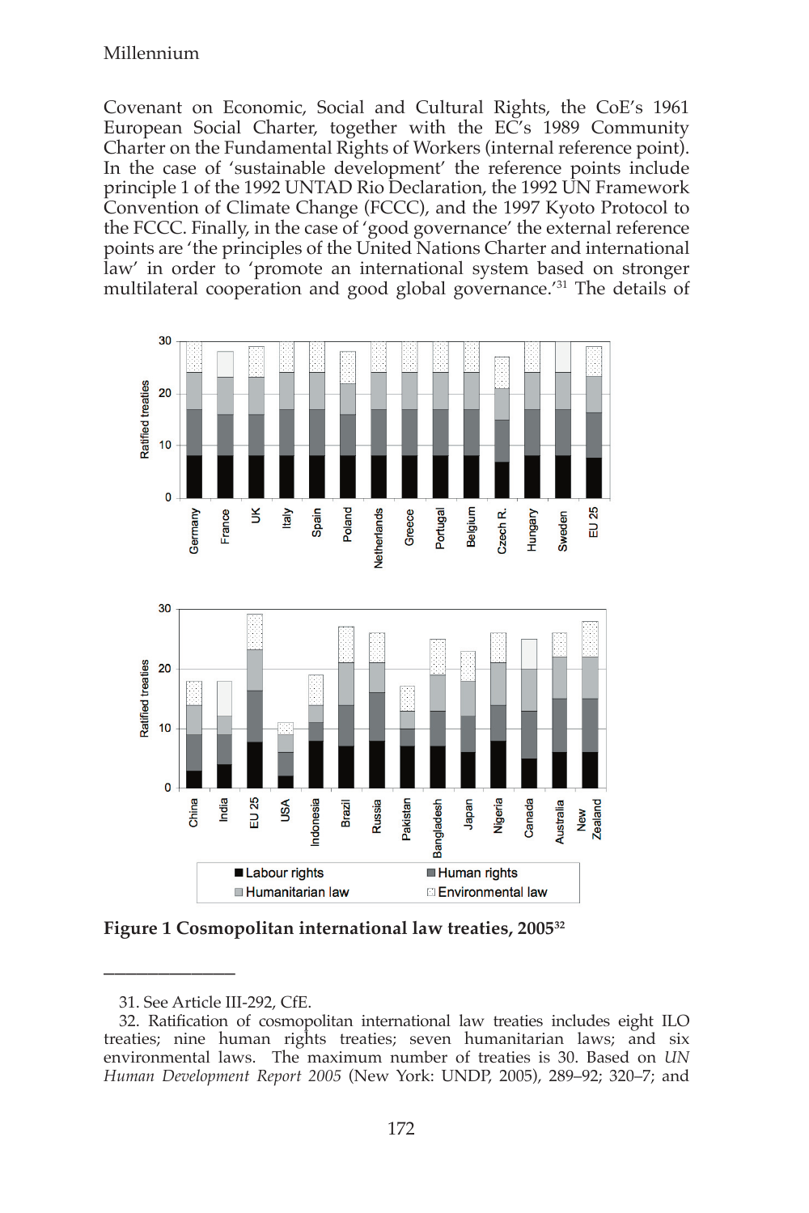Covenant on Economic, Social and Cultural Rights, the CoE's 1961 European Social Charter, together with the EC's 1989 Community Charter on the Fundamental Rights of Workers (internal reference point). In the case of 'sustainable development' the reference points include principle 1 of the 1992 UNTAD Rio Declaration, the 1992 UN Framework Convention of Climate Change (FCCC), and the 1997 Kyoto Protocol to the FCCC. Finally, in the case of 'good governance' the external reference points are 'the principles of the United Nations Charter and international law' in order to 'promote an international system based on stronger multilateral cooperation and good global governance.'[31] The details of

**Figure 1 Cosmopolitan international law treaties, 2005**[32]

---

31. See Article III-292, CfE.

32. Ratification of cosmopolitan international law treaties includes eight ILO treaties; nine human rights treaties; seven humanitarian laws; and six environmental laws. The maximum number of treaties is 30. Based on *UN Human Development Report 2005* (New York: UNDP, 2005), 289–92; 320–7; and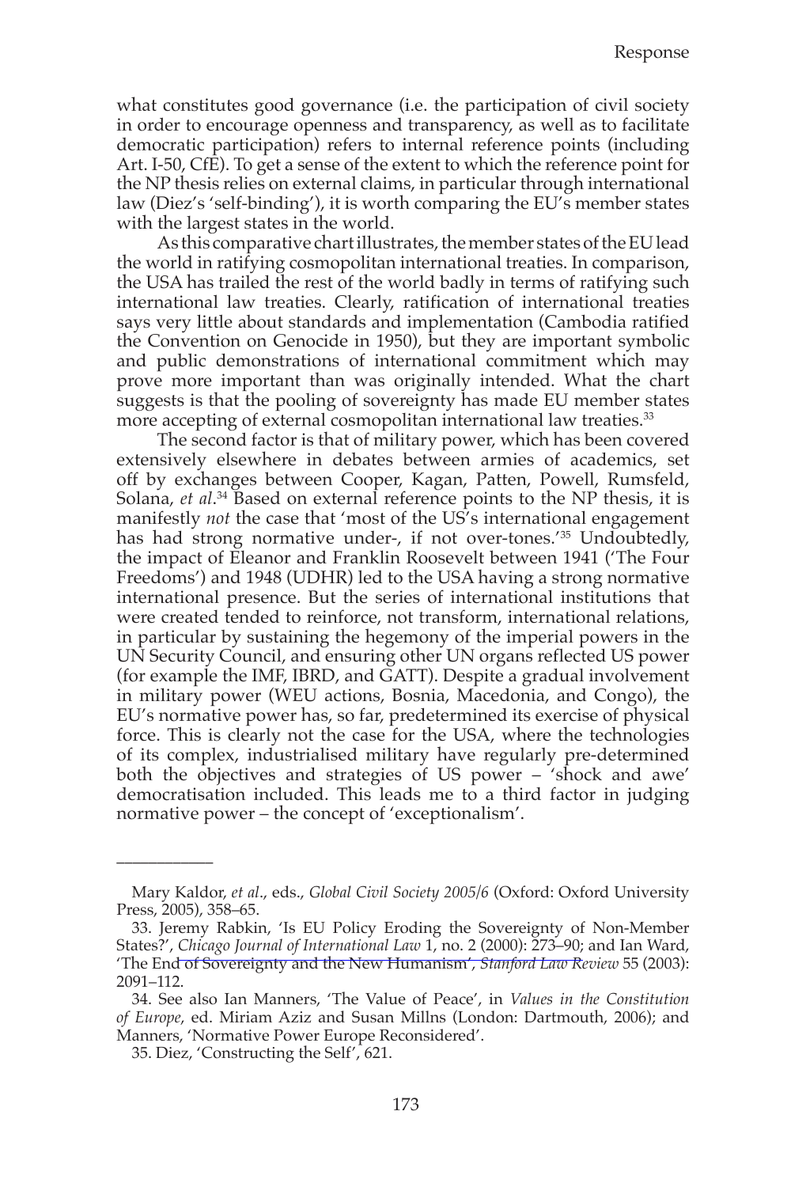what constitutes good governance (i.e. the participation of civil society in order to encourage openness and transparency, as well as to facilitate democratic participation) refers to internal reference points (including Art. I-50, CfE). To get a sense of the extent to which the reference point for the NP thesis relies on external claims, in particular through international law (Diez's 'self-binding'), it is worth comparing the EU's member states with the largest states in the world.

As this comparative chart illustrates, the member states of the EU lead the world in ratifying cosmopolitan international treaties. In comparison, the USA has trailed the rest of the world badly in terms of ratifying such international law treaties. Clearly, ratification of international treaties says very little about standards and implementation (Cambodia ratified the Convention on Genocide in 1950), but they are important symbolic and public demonstrations of international commitment which may prove more important than was originally intended. What the chart suggests is that the pooling of sovereignty has made EU member states more accepting of external cosmopolitan international law treaties.[33]

The second factor is that of military power, which has been covered extensively elsewhere in debates between armies of academics, set off by exchanges between Cooper, Kagan, Patten, Powell, Rumsfeld, Solana, *et al*.[34] Based on external reference points to the NP thesis, it is manifestly *not* the case that 'most of the US's international engagement has had strong normative under-, if not over-tones.'[35] Undoubtedly, the impact of Eleanor and Franklin Roosevelt between 1941 ('The Four Freedoms') and 1948 (UDHR) led to the USA having a strong normative international presence. But the series of international institutions that were created tended to reinforce, not transform, international relations, in particular by sustaining the hegemony of the imperial powers in the UN Security Council, and ensuring other UN organs reflected US power (for example the IMF, IBRD, and GATT). Despite a gradual involvement in military power (WEU actions, Bosnia, Macedonia, and Congo), the EU's normative power has, so far, predetermined its exercise of physical force. This is clearly not the case for the USA, where the technologies of its complex, industrialised military have regularly pre-determined both the objectives and strategies of US power – 'shock and awe' democratisation included. This leads me to a third factor in judging normative power – the concept of 'exceptionalism'.

---

Mary Kaldor, *et al*., eds., *Global Civil Society 2005/6* (Oxford: Oxford University Press, 2005), 358–65.

33. Jeremy Rabkin, 'Is EU Policy Eroding the Sovereignty of Non-Member States?', *Chicago Journal of International Law* 1, no. 2 (2000): 273–90; and Ian Ward, 'The End of Sovereignty and the New Humanism', *Stanford Law Review* 55 (2003): 2091–112.

34. See also Ian Manners, 'The Value of Peace', in *Values in the Constitution of Europe*, ed. Miriam Aziz and Susan Millns (London: Dartmouth, 2006); and Manners, 'Normative Power Europe Reconsidered'.

35. Diez, 'Constructing the Self', 621.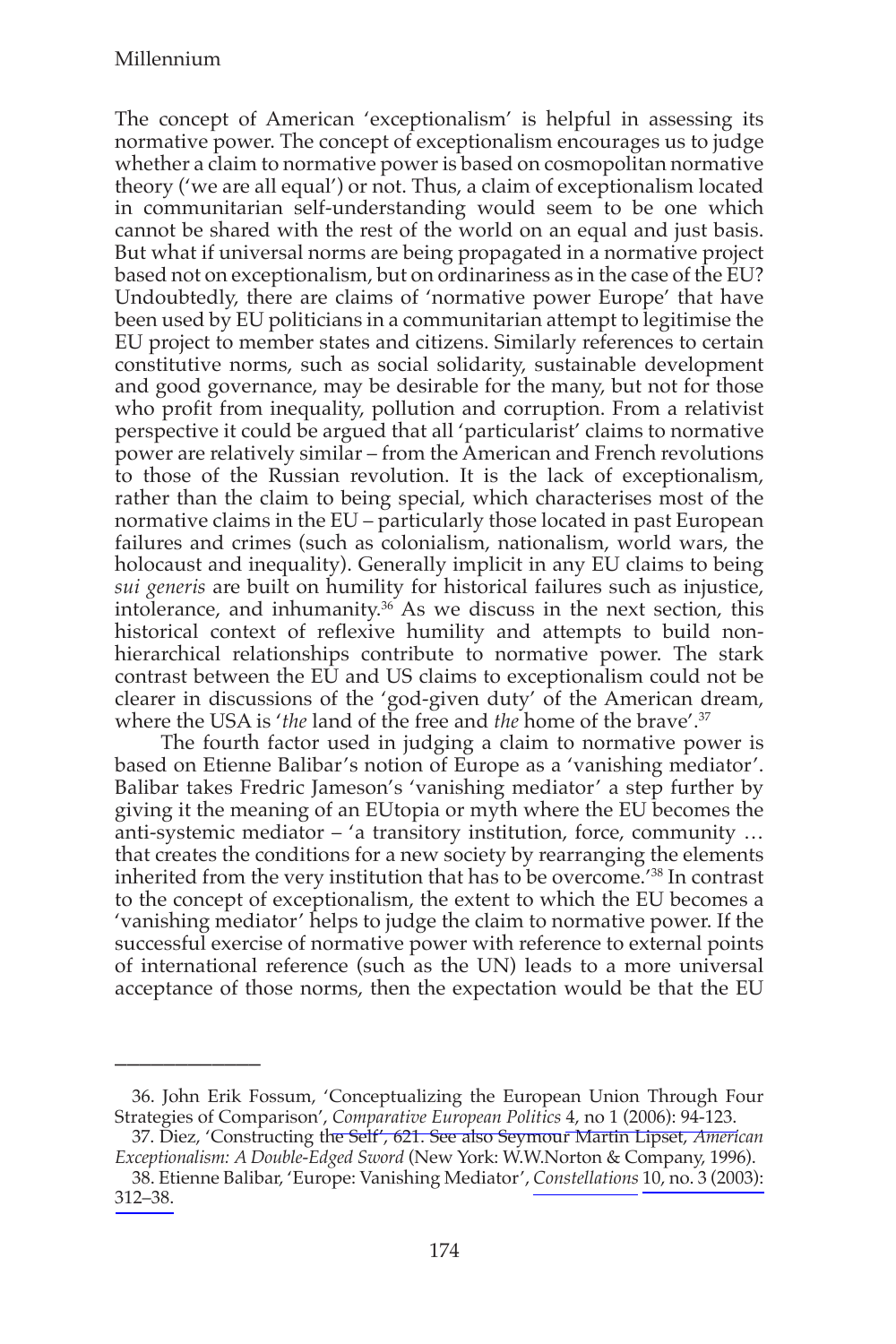The concept of American 'exceptionalism' is helpful in assessing its normative power. The concept of exceptionalism encourages us to judge whether a claim to normative power is based on cosmopolitan normative theory ('we are all equal') or not. Thus, a claim of exceptionalism located in communitarian self-understanding would seem to be one which cannot be shared with the rest of the world on an equal and just basis. But what if universal norms are being propagated in a normative project based not on exceptionalism, but on ordinariness as in the case of the EU? Undoubtedly, there are claims of 'normative power Europe' that have been used by EU politicians in a communitarian attempt to legitimise the EU project to member states and citizens. Similarly references to certain constitutive norms, such as social solidarity, sustainable development and good governance, may be desirable for the many, but not for those who profit from inequality, pollution and corruption. From a relativist perspective it could be argued that all 'particularist' claims to normative power are relatively similar – from the American and French revolutions to those of the Russian revolution. It is the lack of exceptionalism, rather than the claim to being special, which characterises most of the normative claims in the EU – particularly those located in past European failures and crimes (such as colonialism, nationalism, world wars, the holocaust and inequality). Generally implicit in any EU claims to being *sui generis* are built on humility for historical failures such as injustice, intolerance, and inhumanity.[36] As we discuss in the next section, this historical context of reflexive humility and attempts to build non-hierarchical relationships contribute to normative power. The stark contrast between the EU and US claims to exceptionalism could not be clearer in discussions of the 'god-given duty' of the American dream, where the USA is '*the* land of the free and *the* home of the brave'.[37]

The fourth factor used in judging a claim to normative power is based on Etienne Balibar's notion of Europe as a 'vanishing mediator'. Balibar takes Fredric Jameson's 'vanishing mediator' a step further by giving it the meaning of an EUtopia or myth where the EU becomes the anti-systemic mediator – 'a transitory institution, force, community … that creates the conditions for a new society by rearranging the elements inherited from the very institution that has to be overcome.'[38] In contrast to the concept of exceptionalism, the extent to which the EU becomes a 'vanishing mediator' helps to judge the claim to normative power. If the successful exercise of normative power with reference to external points of international reference (such as the UN) leads to a more universal acceptance of those norms, then the expectation would be that the EU

---

36. John Erik Fossum, 'Conceptualizing the European Union Through Four Strategies of Comparison', *Comparative European Politics* 4, no 1 (2006): 94-123.

37. Diez, 'Constructing the Self', 621. See also Seymour Martin Lipset, *American Exceptionalism: A Double-Edged Sword* (New York: W.W.Norton & Company, 1996).

38. Etienne Balibar, 'Europe: Vanishing Mediator', *Constellations* 10, no. 3 (2003): 312–38.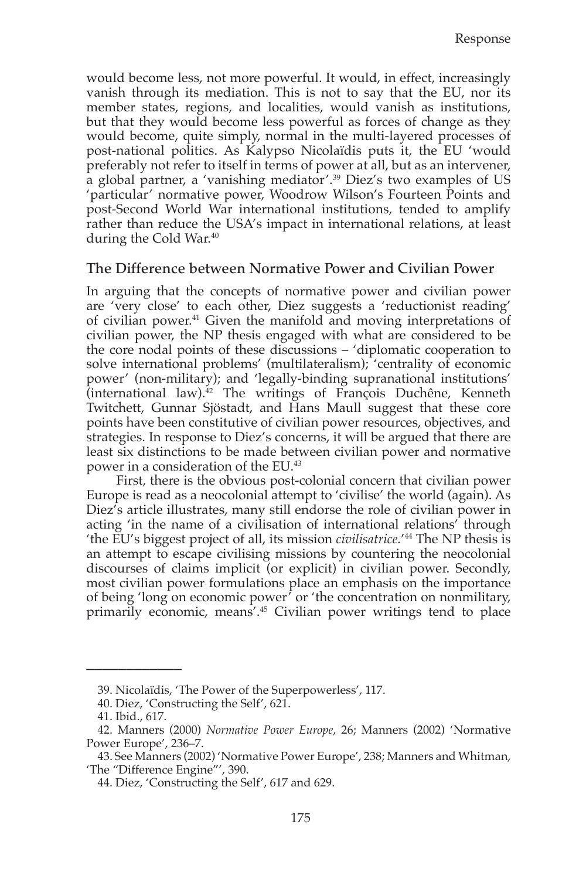would become less, not more powerful. It would, in effect, increasingly vanish through its mediation. This is not to say that the EU, nor its member states, regions, and localities, would vanish as institutions, but that they would become less powerful as forces of change as they would become, quite simply, normal in the multi-layered processes of post-national politics. As Kalypso Nicolaïdis puts it, the EU 'would preferably not refer to itself in terms of power at all, but as an intervener, a global partner, a 'vanishing mediator'.[39] Diez's two examples of US 'particular' normative power, Woodrow Wilson's Fourteen Points and post-Second World War international institutions, tended to amplify rather than reduce the USA's impact in international relations, at least during the Cold War.[40]

## The Difference between Normative Power and Civilian Power

In arguing that the concepts of normative power and civilian power are 'very close' to each other, Diez suggests a 'reductionist reading' of civilian power.[41] Given the manifold and moving interpretations of civilian power, the NP thesis engaged with what are considered to be the core nodal points of these discussions – 'diplomatic cooperation to solve international problems' (multilateralism); 'centrality of economic power' (non-military); and 'legally-binding supranational institutions' (international law).[42] The writings of François Duchêne, Kenneth Twitchett, Gunnar Sjöstadt, and Hans Maull suggest that these core points have been constitutive of civilian power resources, objectives, and strategies. In response to Diez's concerns, it will be argued that there are least six distinctions to be made between civilian power and normative power in a consideration of the EU.[43]

First, there is the obvious post-colonial concern that civilian power Europe is read as a neocolonial attempt to 'civilise' the world (again). As Diez's article illustrates, many still endorse the role of civilian power in acting 'in the name of a civilisation of international relations' through 'the EU's biggest project of all, its mission *civilisatrice*.'[44] The NP thesis is an attempt to escape civilising missions by countering the neocolonial discourses of claims implicit (or explicit) in civilian power. Secondly, most civilian power formulations place an emphasis on the importance of being 'long on economic power' or 'the concentration on nonmilitary, primarily economic, means'.[45] Civilian power writings tend to place

---

39. Nicolaïdis, 'The Power of the Superpowerless', 117.

40. Diez, 'Constructing the Self', 621.

41. Ibid., 617.

42. Manners (2000) *Normative Power Europe*, 26; Manners (2002) 'Normative Power Europe', 236–7.

43. See Manners (2002) 'Normative Power Europe', 238; Manners and Whitman, 'The "Difference Engine"', 390.

44. Diez, 'Constructing the Self', 617 and 629.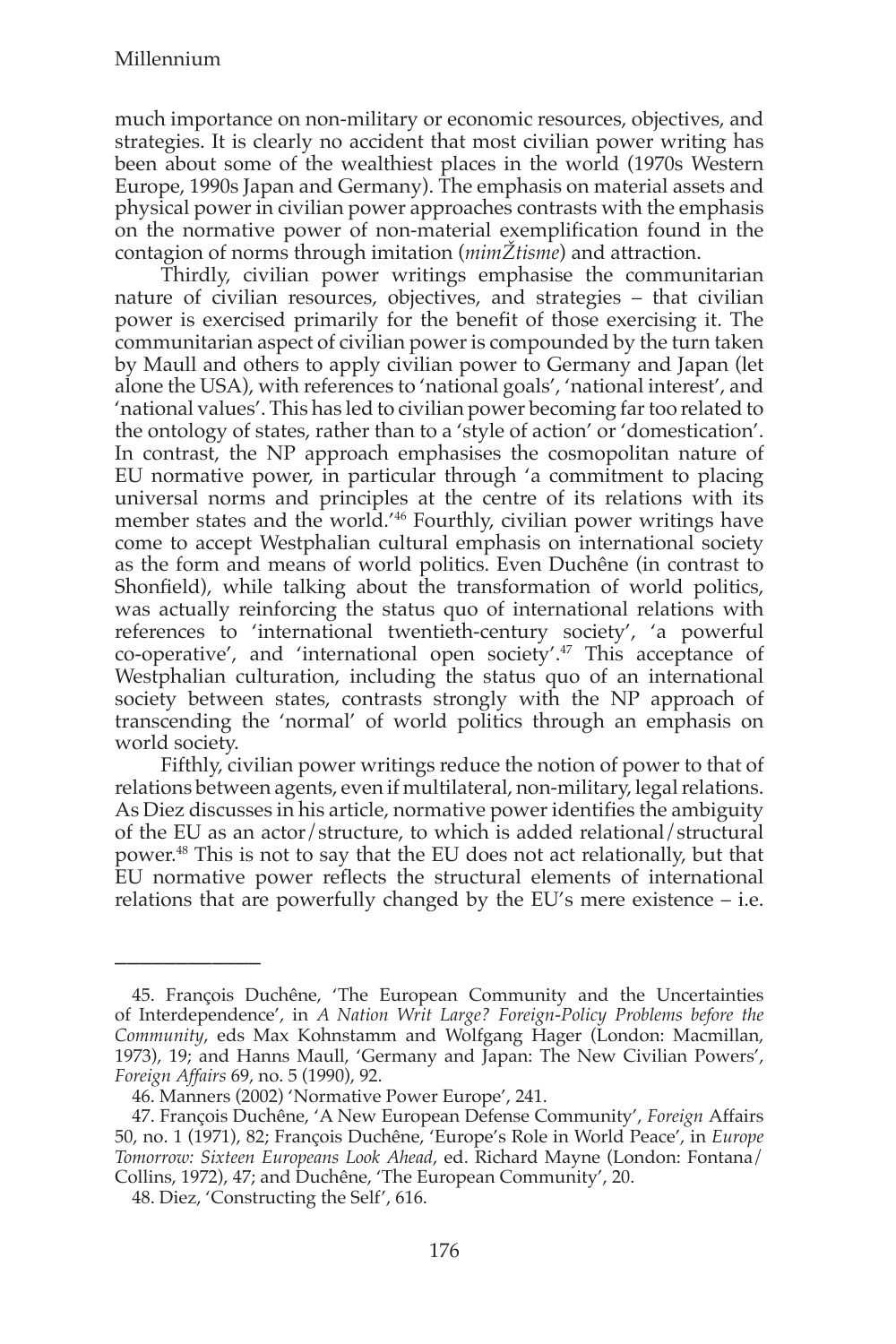much importance on non-military or economic resources, objectives, and strategies. It is clearly no accident that most civilian power writing has been about some of the wealthiest places in the world (1970s Western Europe, 1990s Japan and Germany). The emphasis on material assets and physical power in civilian power approaches contrasts with the emphasis on the normative power of non-material exemplification found in the contagion of norms through imitation (*mimŽtisme*) and attraction.

Thirdly, civilian power writings emphasise the communitarian nature of civilian resources, objectives, and strategies – that civilian power is exercised primarily for the benefit of those exercising it. The communitarian aspect of civilian power is compounded by the turn taken by Maull and others to apply civilian power to Germany and Japan (let alone the USA), with references to 'national goals', 'national interest', and 'national values'. This has led to civilian power becoming far too related to the ontology of states, rather than to a 'style of action' or 'domestication'. In contrast, the NP approach emphasises the cosmopolitan nature of EU normative power, in particular through 'a commitment to placing universal norms and principles at the centre of its relations with its member states and the world.'[46] Fourthly, civilian power writings have come to accept Westphalian cultural emphasis on international society as the form and means of world politics. Even Duchêne (in contrast to Shonfield), while talking about the transformation of world politics, was actually reinforcing the status quo of international relations with references to 'international twentieth-century society', 'a powerful co-operative', and 'international open society'.[47] This acceptance of Westphalian culturation, including the status quo of an international society between states, contrasts strongly with the NP approach of transcending the 'normal' of world politics through an emphasis on world society.

Fifthly, civilian power writings reduce the notion of power to that of relations between agents, even if multilateral, non-military, legal relations. As Diez discusses in his article, normative power identifies the ambiguity of the EU as an actor/structure, to which is added relational/structural power.[48] This is not to say that the EU does not act relationally, but that EU normative power reflects the structural elements of international relations that are powerfully changed by the EU's mere existence – i.e.

---

45. François Duchêne, 'The European Community and the Uncertainties of Interdependence', in *A Nation Writ Large? Foreign-Policy Problems before the Community*, eds Max Kohnstamm and Wolfgang Hager (London: Macmillan, 1973), 19; and Hanns Maull, 'Germany and Japan: The New Civilian Powers', *Foreign Affairs* 69, no. 5 (1990), 92.

46. Manners (2002) 'Normative Power Europe', 241.

47. François Duchêne, 'A New European Defense Community', *Foreign* Affairs 50, no. 1 (1971), 82; François Duchêne, 'Europe's Role in World Peace', in *Europe Tomorrow: Sixteen Europeans Look Ahead*, ed. Richard Mayne (London: Fontana/Collins, 1972), 47; and Duchêne, 'The European Community', 20.

48. Diez, 'Constructing the Self', 616.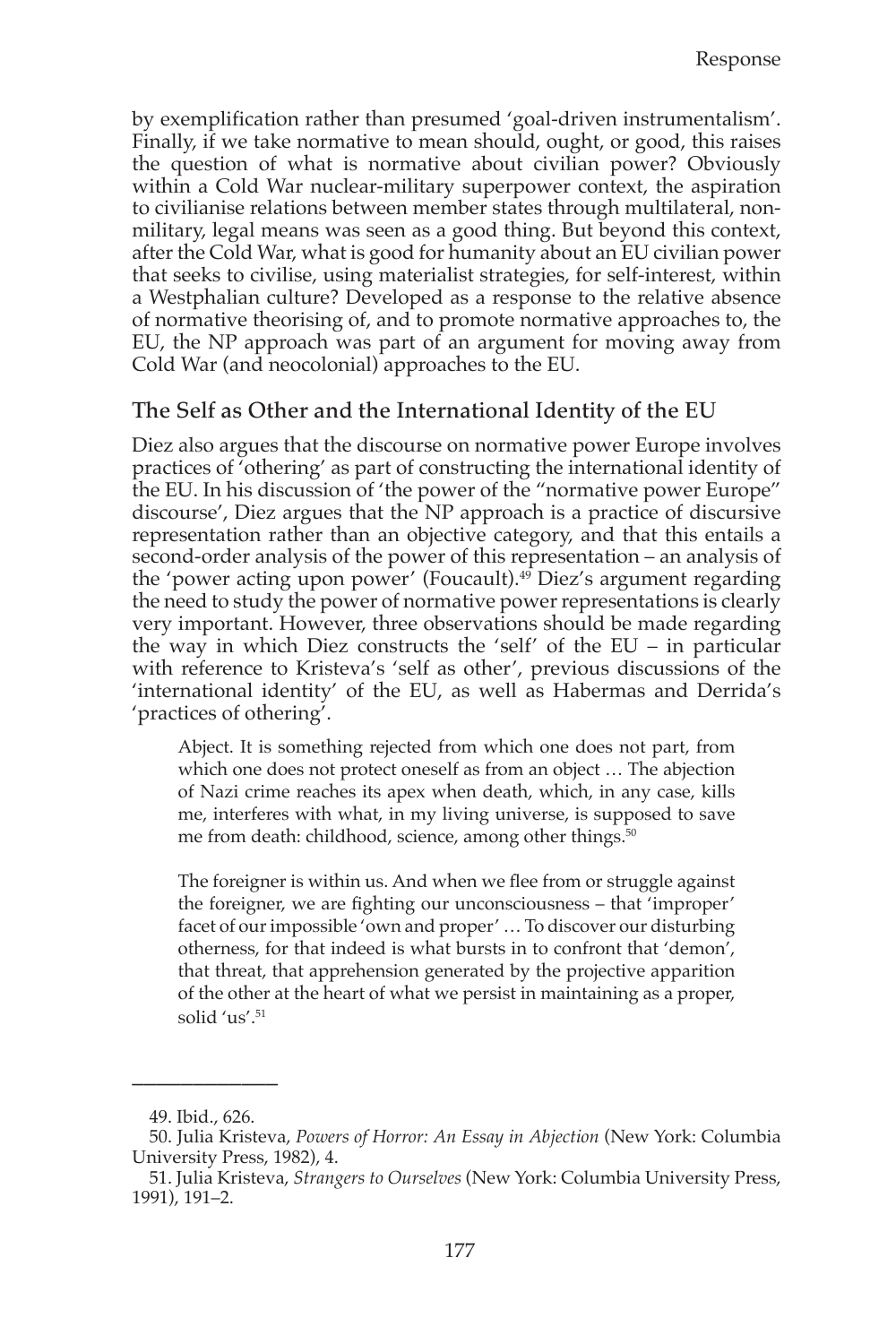by exemplification rather than presumed 'goal-driven instrumentalism'. Finally, if we take normative to mean should, ought, or good, this raises the question of what is normative about civilian power? Obviously within a Cold War nuclear-military superpower context, the aspiration to civilianise relations between member states through multilateral, non-military, legal means was seen as a good thing. But beyond this context, after the Cold War, what is good for humanity about an EU civilian power that seeks to civilise, using materialist strategies, for self-interest, within a Westphalian culture? Developed as a response to the relative absence of normative theorising of, and to promote normative approaches to, the EU, the NP approach was part of an argument for moving away from Cold War (and neocolonial) approaches to the EU.

## The Self as Other and the International Identity of the EU

Diez also argues that the discourse on normative power Europe involves practices of 'othering' as part of constructing the international identity of the EU. In his discussion of 'the power of the "normative power Europe" discourse', Diez argues that the NP approach is a practice of discursive representation rather than an objective category, and that this entails a second-order analysis of the power of this representation – an analysis of the 'power acting upon power' (Foucault).[49] Diez's argument regarding the need to study the power of normative power representations is clearly very important. However, three observations should be made regarding the way in which Diez constructs the 'self' of the EU – in particular with reference to Kristeva's 'self as other', previous discussions of the 'international identity' of the EU, as well as Habermas and Derrida's 'practices of othering'.

> Abject. It is something rejected from which one does not part, from which one does not protect oneself as from an object … The abjection of Nazi crime reaches its apex when death, which, in any case, kills me, interferes with what, in my living universe, is supposed to save me from death: childhood, science, among other things.[50]

> The foreigner is within us. And when we flee from or struggle against the foreigner, we are fighting our unconsciousness – that 'improper' facet of our impossible 'own and proper' … To discover our disturbing otherness, for that indeed is what bursts in to confront that 'demon', that threat, that apprehension generated by the projective apparition of the other at the heart of what we persist in maintaining as a proper, solid 'us'.[51]

---

49. Ibid., 626.

50. Julia Kristeva, *Powers of Horror: An Essay in Abjection* (New York: Columbia University Press, 1982), 4.

51. Julia Kristeva, *Strangers to Ourselves* (New York: Columbia University Press, 1991), 191–2.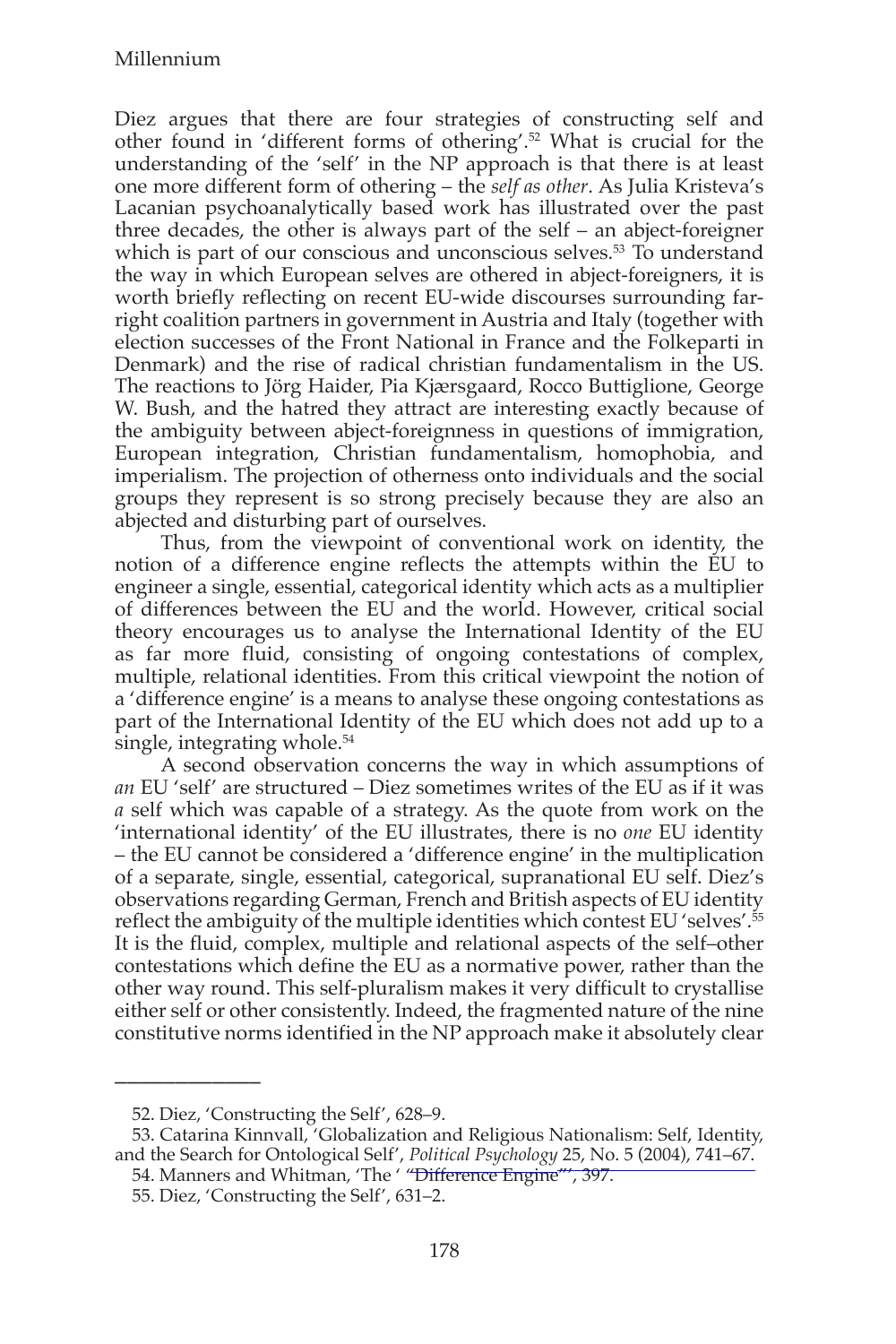Diez argues that there are four strategies of constructing self and other found in 'different forms of othering'.[52] What is crucial for the understanding of the 'self' in the NP approach is that there is at least one more different form of othering – the *self as other*. As Julia Kristeva's Lacanian psychoanalytically based work has illustrated over the past three decades, the other is always part of the self – an abject-foreigner which is part of our conscious and unconscious selves.[53] To understand the way in which European selves are othered in abject-foreigners, it is worth briefly reflecting on recent EU-wide discourses surrounding far-right coalition partners in government in Austria and Italy (together with election successes of the Front National in France and the Folkeparti in Denmark) and the rise of radical christian fundamentalism in the US. The reactions to Jörg Haider, Pia Kjærsgaard, Rocco Buttiglione, George W. Bush, and the hatred they attract are interesting exactly because of the ambiguity between abject-foreignness in questions of immigration, European integration, Christian fundamentalism, homophobia, and imperialism. The projection of otherness onto individuals and the social groups they represent is so strong precisely because they are also an abjected and disturbing part of ourselves.

Thus, from the viewpoint of conventional work on identity, the notion of a difference engine reflects the attempts within the EU to engineer a single, essential, categorical identity which acts as a multiplier of differences between the EU and the world. However, critical social theory encourages us to analyse the International Identity of the EU as far more fluid, consisting of ongoing contestations of complex, multiple, relational identities. From this critical viewpoint the notion of a 'difference engine' is a means to analyse these ongoing contestations as part of the International Identity of the EU which does not add up to a single, integrating whole.[54]

A second observation concerns the way in which assumptions of *an* EU 'self' are structured – Diez sometimes writes of the EU as if it was *a* self which was capable of a strategy. As the quote from work on the 'international identity' of the EU illustrates, there is no *one* EU identity – the EU cannot be considered a 'difference engine' in the multiplication of a separate, single, essential, categorical, supranational EU self. Diez's observations regarding German, French and British aspects of EU identity reflect the ambiguity of the multiple identities which contest EU 'selves'.[55] It is the fluid, complex, multiple and relational aspects of the self–other contestations which define the EU as a normative power, rather than the other way round. This self-pluralism makes it very difficult to crystallise either self or other consistently. Indeed, the fragmented nature of the nine constitutive norms identified in the NP approach make it absolutely clear

---

52. Diez, 'Constructing the Self', 628–9.

53. Catarina Kinnvall, 'Globalization and Religious Nationalism: Self, Identity, and the Search for Ontological Self', *Political Psychology* 25, No. 5 (2004), 741–67.

54. Manners and Whitman, 'The ' "Difference Engine"', 397.

55. Diez, 'Constructing the Self', 631–2.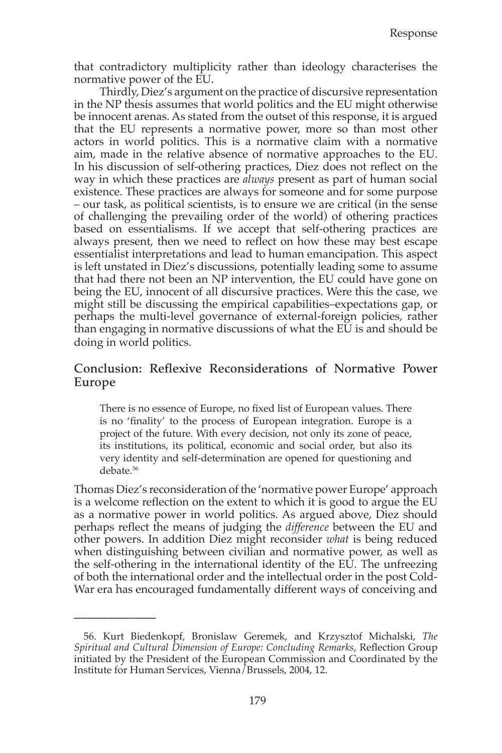that contradictory multiplicity rather than ideology characterises the normative power of the EU.

Thirdly, Diez's argument on the practice of discursive representation in the NP thesis assumes that world politics and the EU might otherwise be innocent arenas. As stated from the outset of this response, it is argued that the EU represents a normative power, more so than most other actors in world politics. This is a normative claim with a normative aim, made in the relative absence of normative approaches to the EU. In his discussion of self-othering practices, Diez does not reflect on the way in which these practices are *always* present as part of human social existence. These practices are always for someone and for some purpose – our task, as political scientists, is to ensure we are critical (in the sense of challenging the prevailing order of the world) of othering practices based on essentialisms. If we accept that self-othering practices are always present, then we need to reflect on how these may best escape essentialist interpretations and lead to human emancipation. This aspect is left unstated in Diez's discussions, potentially leading some to assume that had there not been an NP intervention, the EU could have gone on being the EU, innocent of all discursive practices. Were this the case, we might still be discussing the empirical capabilities–expectations gap, or perhaps the multi-level governance of external-foreign policies, rather than engaging in normative discussions of what the EU is and should be doing in world politics.

## Conclusion: Reflexive Reconsiderations of Normative Power Europe

> There is no essence of Europe, no fixed list of European values. There is no 'finality' to the process of European integration. Europe is a project of the future. With every decision, not only its zone of peace, its institutions, its political, economic and social order, but also its very identity and self-determination are opened for questioning and debate.[56]

Thomas Diez's reconsideration of the 'normative power Europe' approach is a welcome reflection on the extent to which it is good to argue the EU as a normative power in world politics. As argued above, Diez should perhaps reflect the means of judging the *difference* between the EU and other powers. In addition Diez might reconsider *what* is being reduced when distinguishing between civilian and normative power, as well as the self-othering in the international identity of the EU. The unfreezing of both the international order and the intellectual order in the post Cold-War era has encouraged fundamentally different ways of conceiving and

---

56. Kurt Biedenkopf, Bronislaw Geremek, and Krzysztof Michalski, *The Spiritual and Cultural Dimension of Europe: Concluding Remarks*, Reflection Group initiated by the President of the European Commission and Coordinated by the Institute for Human Services, Vienna/Brussels, 2004, 12.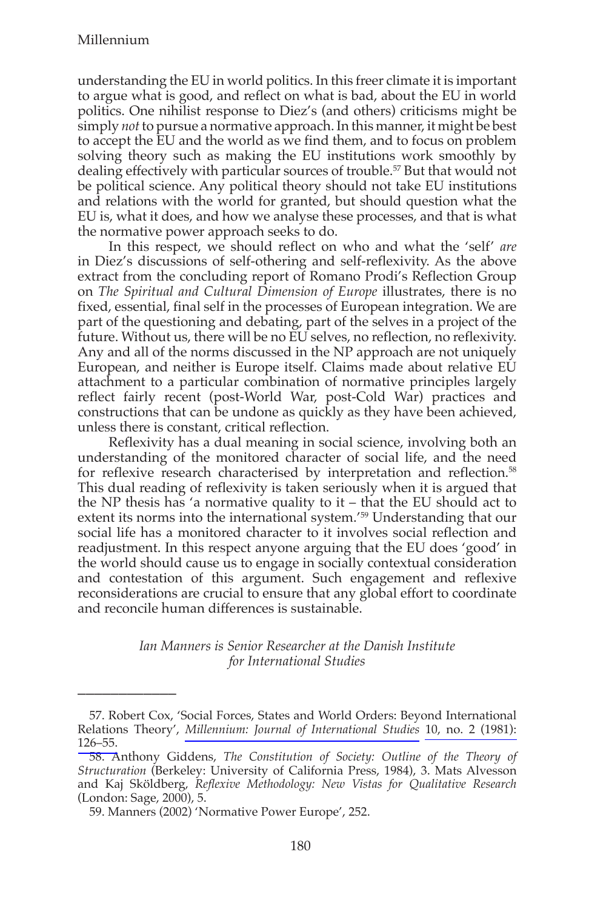understanding the EU in world politics. In this freer climate it is important to argue what is good, and reflect on what is bad, about the EU in world politics. One nihilist response to Diez's (and others) criticisms might be simply *not* to pursue a normative approach. In this manner, it might be best to accept the EU and the world as we find them, and to focus on problem solving theory such as making the EU institutions work smoothly by dealing effectively with particular sources of trouble.[57] But that would not be political science. Any political theory should not take EU institutions and relations with the world for granted, but should question what the EU is, what it does, and how we analyse these processes, and that is what the normative power approach seeks to do.

In this respect, we should reflect on who and what the 'self' *are* in Diez's discussions of self-othering and self-reflexivity. As the above extract from the concluding report of Romano Prodi's Reflection Group on *The Spiritual and Cultural Dimension of Europe* illustrates, there is no fixed, essential, final self in the processes of European integration. We are part of the questioning and debating, part of the selves in a project of the future. Without us, there will be no EU selves, no reflection, no reflexivity. Any and all of the norms discussed in the NP approach are not uniquely European, and neither is Europe itself. Claims made about relative EU attachment to a particular combination of normative principles largely reflect fairly recent (post-World War, post-Cold War) practices and constructions that can be undone as quickly as they have been achieved, unless there is constant, critical reflection.

Reflexivity has a dual meaning in social science, involving both an understanding of the monitored character of social life, and the need for reflexive research characterised by interpretation and reflection.[58] This dual reading of reflexivity is taken seriously when it is argued that the NP thesis has 'a normative quality to it – that the EU should act to extent its norms into the international system.'[59] Understanding that our social life has a monitored character to it involves social reflection and readjustment. In this respect anyone arguing that the EU does 'good' in the world should cause us to engage in socially contextual consideration and contestation of this argument. Such engagement and reflexive reconsiderations are crucial to ensure that any global effort to coordinate and reconcile human differences is sustainable.

*Ian Manners is Senior Researcher at the Danish Institute for International Studies*

---

57. Robert Cox, 'Social Forces, States and World Orders: Beyond International Relations Theory', *Millennium: Journal of International Studies* 10, no. 2 (1981): 126–55.

58. Anthony Giddens, *The Constitution of Society: Outline of the Theory of Structuration* (Berkeley: University of California Press, 1984), 3. Mats Alvesson and Kaj Sköldberg, *Reflexive Methodology: New Vistas for Qualitative Research* (London: Sage, 2000), 5.

59. Manners (2002) 'Normative Power Europe', 252.